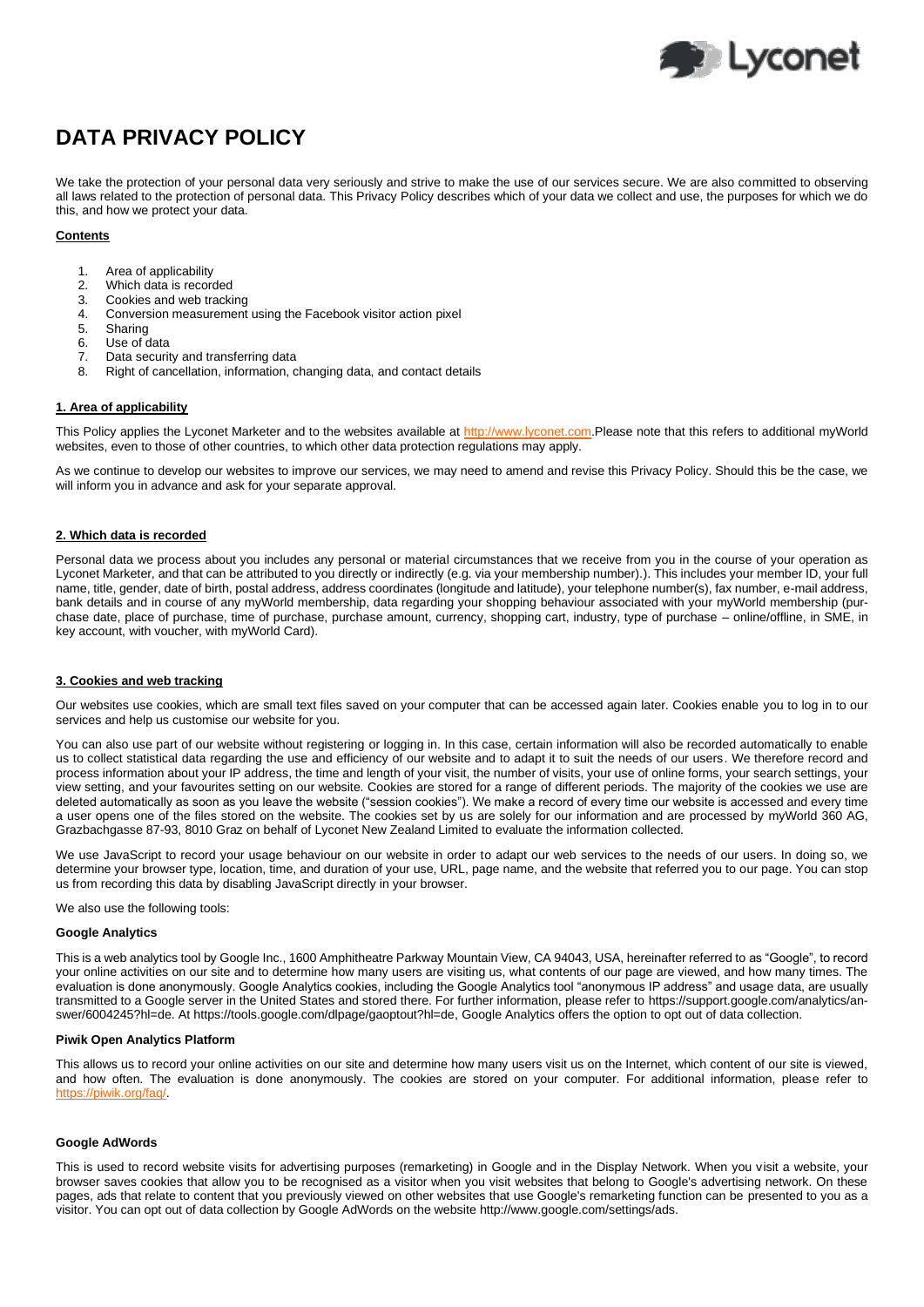# DATA PRIVACY POLICY

We take the protection of your personal data very seriously and strive to make the use of our services secure. We are also committed to observing all laws related to the protection of personal data. This Privacy Policy describes which of your data we collect and use, the purposes for which we do this, and how we protect your data.

**Contents**

1. Area of applicability
2. Which data is recorded
3. Cookies and web tracking
4. Conversion measurement using the Facebook visitor action pixel
5. Sharing
6. Use of data
7. Data security and transferring data
8. Right of cancellation, information, changing data, and contact details

## 1. Area of applicability

This Policy applies the Lyconet Marketer and to the websites available at http://www.lyconet.com.Please note that this refers to additional myWorld websites, even to those of other countries, to which other data protection regulations may apply.

As we continue to develop our websites to improve our services, we may need to amend and revise this Privacy Policy. Should this be the case, we will inform you in advance and ask for your separate approval.

## 2. Which data is recorded

Personal data we process about you includes any personal or material circumstances that we receive from you in the course of your operation as Lyconet Marketer, and that can be attributed to you directly or indirectly (e.g. via your membership number).). This includes your member ID, your full name, title, gender, date of birth, postal address, address coordinates (longitude and latitude), your telephone number(s), fax number, e-mail address, bank details and in course of any myWorld membership, data regarding your shopping behaviour associated with your myWorld membership (purchase date, place of purchase, time of purchase, purchase amount, currency, shopping cart, industry, type of purchase – online/offline, in SME, in key account, with voucher, with myWorld Card).

## 3. Cookies and web tracking

Our websites use cookies, which are small text files saved on your computer that can be accessed again later. Cookies enable you to log in to our services and help us customise our website for you.

You can also use part of our website without registering or logging in. In this case, certain information will also be recorded automatically to enable us to collect statistical data regarding the use and efficiency of our website and to adapt it to suit the needs of our users. We therefore record and process information about your IP address, the time and length of your visit, the number of visits, your use of online forms, your search settings, your view setting, and your favourites setting on our website. Cookies are stored for a range of different periods. The majority of the cookies we use are deleted automatically as soon as you leave the website ("session cookies"). We make a record of every time our website is accessed and every time a user opens one of the files stored on the website. The cookies set by us are solely for our information and are processed by myWorld 360 AG, Grazbachgasse 87-93, 8010 Graz on behalf of Lyconet New Zealand Limited to evaluate the information collected.

We use JavaScript to record your usage behaviour on our website in order to adapt our web services to the needs of our users. In doing so, we determine your browser type, location, time, and duration of your use, URL, page name, and the website that referred you to our page. You can stop us from recording this data by disabling JavaScript directly in your browser.

We also use the following tools:

### Google Analytics

This is a web analytics tool by Google Inc., 1600 Amphitheatre Parkway Mountain View, CA 94043, USA, hereinafter referred to as "Google", to record your online activities on our site and to determine how many users are visiting us, what contents of our page are viewed, and how many times. The evaluation is done anonymously. Google Analytics cookies, including the Google Analytics tool "anonymous IP address" and usage data, are usually transmitted to a Google server in the United States and stored there. For further information, please refer to https://support.google.com/analytics/answer/6004245?hl=de. At https://tools.google.com/dlpage/gaoptout?hl=de, Google Analytics offers the option to opt out of data collection.

### Piwik Open Analytics Platform

This allows us to record your online activities on our site and determine how many users visit us on the Internet, which content of our site is viewed, and how often. The evaluation is done anonymously. The cookies are stored on your computer. For additional information, please refer to https://piwik.org/faq/.

### Google AdWords

This is used to record website visits for advertising purposes (remarketing) in Google and in the Display Network. When you visit a website, your browser saves cookies that allow you to be recognised as a visitor when you visit websites that belong to Google's advertising network. On these pages, ads that relate to content that you previously viewed on other websites that use Google's remarketing function can be presented to you as a visitor. You can opt out of data collection by Google AdWords on the website http://www.google.com/settings/ads.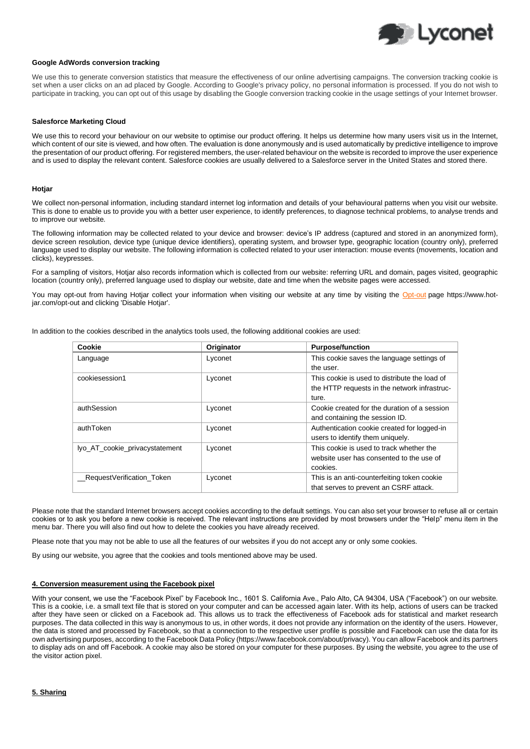**Google AdWords conversion tracking**

We use this to generate conversion statistics that measure the effectiveness of our online advertising campaigns. The conversion tracking cookie is set when a user clicks on an ad placed by Google. According to Google's privacy policy, no personal information is processed. If you do not wish to participate in tracking, you can opt out of this usage by disabling the Google conversion tracking cookie in the usage settings of your Internet browser.

**Salesforce Marketing Cloud**

We use this to record your behaviour on our website to optimise our product offering. It helps us determine how many users visit us in the Internet, which content of our site is viewed, and how often. The evaluation is done anonymously and is used automatically by predictive intelligence to improve the presentation of our product offering. For registered members, the user-related behaviour on the website is recorded to improve the user experience and is used to display the relevant content. Salesforce cookies are usually delivered to a Salesforce server in the United States and stored there.

**Hotjar**

We collect non-personal information, including standard internet log information and details of your behavioural patterns when you visit our website. This is done to enable us to provide you with a better user experience, to identify preferences, to diagnose technical problems, to analyse trends and to improve our website.

The following information may be collected related to your device and browser: device's IP address (captured and stored in an anonymized form), device screen resolution, device type (unique device identifiers), operating system, and browser type, geographic location (country only), preferred language used to display our website. The following information is collected related to your user interaction: mouse events (movements, location and clicks), keypresses.

For a sampling of visitors, Hotjar also records information which is collected from our website: referring URL and domain, pages visited, geographic location (country only), preferred language used to display our website, date and time when the website pages were accessed.

You may opt-out from having Hotjar collect your information when visiting our website at any time by visiting the Opt-out page https://www.hotjar.com/opt-out and clicking 'Disable Hotjar'.

In addition to the cookies described in the analytics tools used, the following additional cookies are used:

| Cookie | Originator | Purpose/function |
|---|---|---|
| Language | Lyconet | This cookie saves the language settings of the user. |
| cookiesession1 | Lyconet | This cookie is used to distribute the load of the HTTP requests in the network infrastructure. |
| authSession | Lyconet | Cookie created for the duration of a session and containing the session ID. |
| authToken | Lyconet | Authentication cookie created for logged-in users to identify them uniquely. |
| lyo_AT_cookie_privacystatement | Lyconet | This cookie is used to track whether the website user has consented to the use of cookies. |
| __RequestVerification_Token | Lyconet | This is an anti-counterfeiting token cookie that serves to prevent an CSRF attack. |

Please note that the standard Internet browsers accept cookies according to the default settings. You can also set your browser to refuse all or certain cookies or to ask you before a new cookie is received. The relevant instructions are provided by most browsers under the "Help" menu item in the menu bar. There you will also find out how to delete the cookies you have already received.

Please note that you may not be able to use all the features of our websites if you do not accept any or only some cookies.

By using our website, you agree that the cookies and tools mentioned above may be used.

## 4. Conversion measurement using the Facebook pixel

With your consent, we use the "Facebook Pixel" by Facebook Inc., 1601 S. California Ave., Palo Alto, CA 94304, USA ("Facebook") on our website. This is a cookie, i.e. a small text file that is stored on your computer and can be accessed again later. With its help, actions of users can be tracked after they have seen or clicked on a Facebook ad. This allows us to track the effectiveness of Facebook ads for statistical and market research purposes. The data collected in this way is anonymous to us, in other words, it does not provide any information on the identity of the users. However, the data is stored and processed by Facebook, so that a connection to the respective user profile is possible and Facebook can use the data for its own advertising purposes, according to the Facebook Data Policy (https://www.facebook.com/about/privacy). You can allow Facebook and its partners to display ads on and off Facebook. A cookie may also be stored on your computer for these purposes. By using the website, you agree to the use of the visitor action pixel.

## 5. Sharing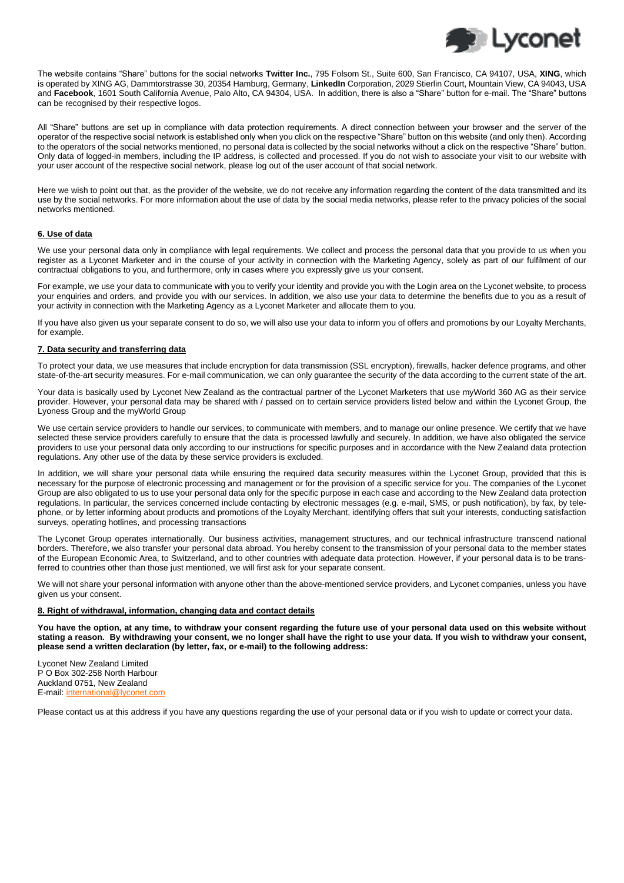The website contains "Share" buttons for the social networks **Twitter Inc.**, 795 Folsom St., Suite 600, San Francisco, CA 94107, USA, **XING**, which is operated by XING AG, Dammtorstrasse 30, 20354 Hamburg, Germany, **LinkedIn** Corporation, 2029 Stierlin Court, Mountain View, CA 94043, USA and **Facebook**, 1601 South California Avenue, Palo Alto, CA 94304, USA. In addition, there is also a "Share" button for e-mail. The "Share" buttons can be recognised by their respective logos.

All "Share" buttons are set up in compliance with data protection requirements. A direct connection between your browser and the server of the operator of the respective social network is established only when you click on the respective "Share" button on this website (and only then). According to the operators of the social networks mentioned, no personal data is collected by the social networks without a click on the respective "Share" button. Only data of logged-in members, including the IP address, is collected and processed. If you do not wish to associate your visit to our website with your user account of the respective social network, please log out of the user account of that social network.

Here we wish to point out that, as the provider of the website, we do not receive any information regarding the content of the data transmitted and its use by the social networks. For more information about the use of data by the social media networks, please refer to the privacy policies of the social networks mentioned.

## 6. Use of data

We use your personal data only in compliance with legal requirements. We collect and process the personal data that you provide to us when you register as a Lyconet Marketer and in the course of your activity in connection with the Marketing Agency, solely as part of our fulfilment of our contractual obligations to you, and furthermore, only in cases where you expressly give us your consent.

For example, we use your data to communicate with you to verify your identity and provide you with the Login area on the Lyconet website, to process your enquiries and orders, and provide you with our services. In addition, we also use your data to determine the benefits due to you as a result of your activity in connection with the Marketing Agency as a Lyconet Marketer and allocate them to you.

If you have also given us your separate consent to do so, we will also use your data to inform you of offers and promotions by our Loyalty Merchants, for example.

## 7. Data security and transferring data

To protect your data, we use measures that include encryption for data transmission (SSL encryption), firewalls, hacker defence programs, and other state-of-the-art security measures. For e-mail communication, we can only guarantee the security of the data according to the current state of the art.

Your data is basically used by Lyconet New Zealand as the contractual partner of the Lyconet Marketers that use myWorld 360 AG as their service provider. However, your personal data may be shared with / passed on to certain service providers listed below and within the Lyconet Group, the Lyoness Group and the myWorld Group

We use certain service providers to handle our services, to communicate with members, and to manage our online presence. We certify that we have selected these service providers carefully to ensure that the data is processed lawfully and securely. In addition, we have also obligated the service providers to use your personal data only according to our instructions for specific purposes and in accordance with the New Zealand data protection regulations. Any other use of the data by these service providers is excluded.

In addition, we will share your personal data while ensuring the required data security measures within the Lyconet Group, provided that this is necessary for the purpose of electronic processing and management or for the provision of a specific service for you. The companies of the Lyconet Group are also obligated to us to use your personal data only for the specific purpose in each case and according to the New Zealand data protection regulations. In particular, the services concerned include contacting by electronic messages (e.g. e-mail, SMS, or push notification), by fax, by telephone, or by letter informing about products and promotions of the Loyalty Merchant, identifying offers that suit your interests, conducting satisfaction surveys, operating hotlines, and processing transactions

The Lyconet Group operates internationally. Our business activities, management structures, and our technical infrastructure transcend national borders. Therefore, we also transfer your personal data abroad. You hereby consent to the transmission of your personal data to the member states of the European Economic Area, to Switzerland, and to other countries with adequate data protection. However, if your personal data is to be transferred to countries other than those just mentioned, we will first ask for your separate consent.

We will not share your personal information with anyone other than the above-mentioned service providers, and Lyconet companies, unless you have given us your consent.

## 8. Right of withdrawal, information, changing data and contact details

**You have the option, at any time, to withdraw your consent regarding the future use of your personal data used on this website without stating a reason. By withdrawing your consent, we no longer shall have the right to use your data. If you wish to withdraw your consent, please send a written declaration (by letter, fax, or e-mail) to the following address:**

Lyconet New Zealand Limited
P O Box 302-258 North Harbour
Auckland 0751, New Zealand
E-mail: international@lyconet.com

Please contact us at this address if you have any questions regarding the use of your personal data or if you wish to update or correct your data.